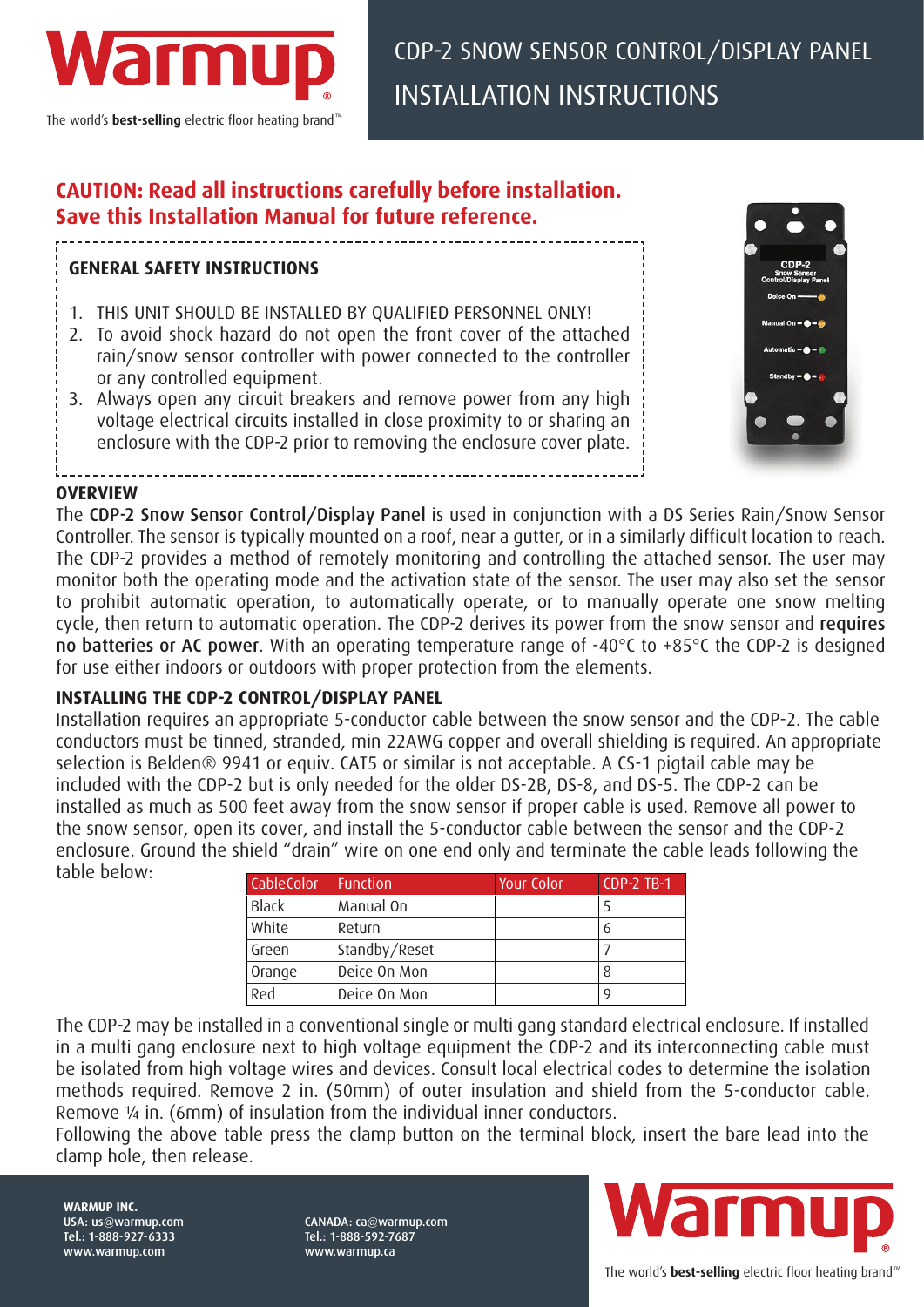# CDP-2 SNOW SENSOR CONTROL/DISPLAY PANEL INSTALLATION INSTRUCTIONS

**CAUTION: Read all instructions carefully before installation. Save this Installation Manual for future reference.**

## GENERAL SAFETY INSTRUCTIONS

1. THIS UNIT SHOULD BE INSTALLED BY QUALIFIED PERSONNEL ONLY!
2. To avoid shock hazard do not open the front cover of the attached rain/snow sensor controller with power connected to the controller or any controlled equipment.
3. Always open any circuit breakers and remove power from any high voltage electrical circuits installed in close proximity to or sharing an enclosure with the CDP-2 prior to removing the enclosure cover plate.

## OVERVIEW

The CDP-2 Snow Sensor Control/Display Panel is used in conjunction with a DS Series Rain/Snow Sensor Controller. The sensor is typically mounted on a roof, near a gutter, or in a similarly difficult location to reach. The CDP-2 provides a method of remotely monitoring and controlling the attached sensor. The user may monitor both the operating mode and the activation state of the sensor. The user may also set the sensor to prohibit automatic operation, to automatically operate, or to manually operate one snow melting cycle, then return to automatic operation. The CDP-2 derives its power from the snow sensor and requires no batteries or AC power. With an operating temperature range of -40°C to +85°C the CDP-2 is designed for use either indoors or outdoors with proper protection from the elements.

## INSTALLING THE CDP-2 CONTROL/DISPLAY PANEL

Installation requires an appropriate 5-conductor cable between the snow sensor and the CDP-2. The cable conductors must be tinned, stranded, min 22AWG copper and overall shielding is required. An appropriate selection is Belden® 9941 or equiv. CAT5 or similar is not acceptable. A CS-1 pigtail cable may be included with the CDP-2 but is only needed for the older DS-2B, DS-8, and DS-5. The CDP-2 can be installed as much as 500 feet away from the snow sensor if proper cable is used. Remove all power to the snow sensor, open its cover, and install the 5-conductor cable between the sensor and the CDP-2 enclosure. Ground the shield "drain" wire on one end only and terminate the cable leads following the table below:

| CableColor | Function | Your Color | CDP-2 TB-1 |
|---|---|---|---|
| Black | Manual On | | 5 |
| White | Return | | 6 |
| Green | Standby/Reset | | 7 |
| Orange | Deice On Mon | | 8 |
| Red | Deice On Mon | | 9 |

The CDP-2 may be installed in a conventional single or multi gang standard electrical enclosure. If installed in a multi gang enclosure next to high voltage equipment the CDP-2 and its interconnecting cable must be isolated from high voltage wires and devices. Consult local electrical codes to determine the isolation methods required. Remove 2 in. (50mm) of outer insulation and shield from the 5-conductor cable. Remove ¼ in. (6mm) of insulation from the individual inner conductors.

Following the above table press the clamp button on the terminal block, insert the bare lead into the clamp hole, then release.

**WARMUP INC.**
USA: us@warmup.com
Tel.: 1-888-927-6333
www.warmup.com

CANADA: ca@warmup.com
Tel.: 1-888-592-7687
www.warmup.ca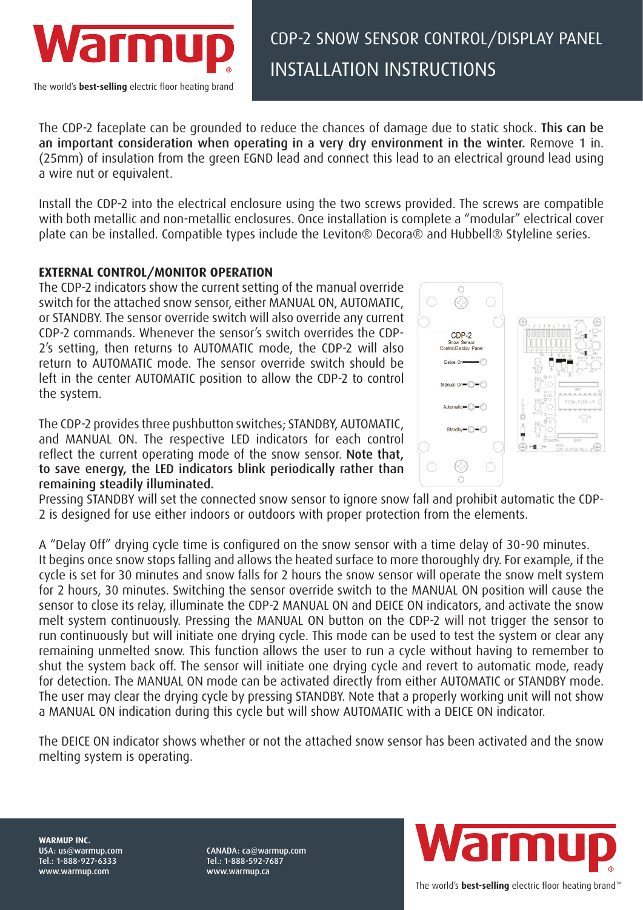The CDP-2 faceplate can be grounded to reduce the chances of damage due to static shock. **This can be an important consideration when operating in a very dry environment in the winter.** Remove 1 in. (25mm) of insulation from the green EGND lead and connect this lead to an electrical ground lead using a wire nut or equivalent.

Install the CDP-2 into the electrical enclosure using the two screws provided. The screws are compatible with both metallic and non-metallic enclosures. Once installation is complete a "modular" electrical cover plate can be installed. Compatible types include the Leviton® Decora® and Hubbell® Styleline series.

## EXTERNAL CONTROL/MONITOR OPERATION

The CDP-2 indicators show the current setting of the manual override switch for the attached snow sensor, either MANUAL ON, AUTOMATIC, or STANDBY. The sensor override switch will also override any current CDP-2 commands. Whenever the sensor's switch overrides the CDP-2's setting, then returns to AUTOMATIC mode, the CDP-2 will also return to AUTOMATIC mode. The sensor override switch should be left in the center AUTOMATIC position to allow the CDP-2 to control the system.

The CDP-2 provides three pushbutton switches; STANDBY, AUTOMATIC, and MANUAL ON. The respective LED indicators for each control reflect the current operating mode of the snow sensor. **Note that, to save energy, the LED indicators blink periodically rather than remaining steadily illuminated.**

Pressing STANDBY will set the connected snow sensor to ignore snow fall and prohibit automatic the CDP-2 is designed for use either indoors or outdoors with proper protection from the elements.

A "Delay Off" drying cycle time is configured on the snow sensor with a time delay of 30-90 minutes. It begins once snow stops falling and allows the heated surface to more thoroughly dry. For example, if the cycle is set for 30 minutes and snow falls for 2 hours the snow sensor will operate the snow melt system for 2 hours, 30 minutes. Switching the sensor override switch to the MANUAL ON position will cause the sensor to close its relay, illuminate the CDP-2 MANUAL ON and DEICE ON indicators, and activate the snow melt system continuously. Pressing the MANUAL ON button on the CDP-2 will not trigger the sensor to run continuously but will initiate one drying cycle. This mode can be used to test the system or clear any remaining unmelted snow. This function allows the user to run a cycle without having to remember to shut the system back off. The sensor will initiate one drying cycle and revert to automatic mode, ready for detection. The MANUAL ON mode can be activated directly from either AUTOMATIC or STANDBY mode. The user may clear the drying cycle by pressing STANDBY. Note that a properly working unit will not show a MANUAL ON indication during this cycle but will show AUTOMATIC with a DEICE ON indicator.

The DEICE ON indicator shows whether or not the attached snow sensor has been activated and the snow melting system is operating.

**WARMUP INC.**
USA: us@warmup.com
Tel.: 1-888-927-6333
www.warmup.com

CANADA: ca@warmup.com
Tel.: 1-888-592-7687
www.warmup.ca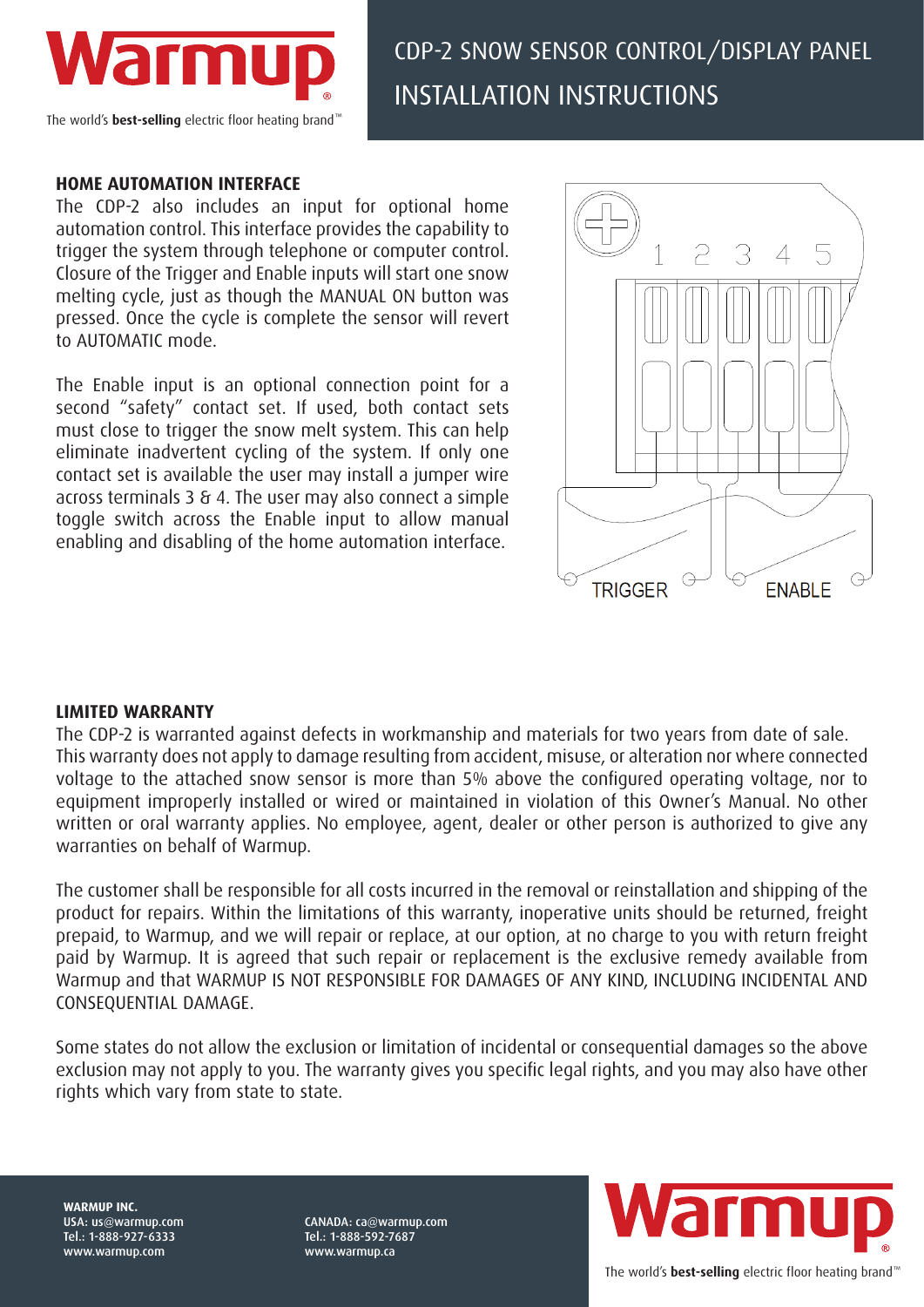## HOME AUTOMATION INTERFACE

The CDP-2 also includes an input for optional home automation control. This interface provides the capability to trigger the system through telephone or computer control. Closure of the Trigger and Enable inputs will start one snow melting cycle, just as though the MANUAL ON button was pressed. Once the cycle is complete the sensor will revert to AUTOMATIC mode.

The Enable input is an optional connection point for a second "safety" contact set. If used, both contact sets must close to trigger the snow melt system. This can help eliminate inadvertent cycling of the system. If only one contact set is available the user may install a jumper wire across terminals 3 & 4. The user may also connect a simple toggle switch across the Enable input to allow manual enabling and disabling of the home automation interface.

1 2 3 4 5

TRIGGER

ENABLE

## LIMITED WARRANTY

The CDP-2 is warranted against defects in workmanship and materials for two years from date of sale. This warranty does not apply to damage resulting from accident, misuse, or alteration nor where connected voltage to the attached snow sensor is more than 5% above the configured operating voltage, nor to equipment improperly installed or wired or maintained in violation of this Owner's Manual. No other written or oral warranty applies. No employee, agent, dealer or other person is authorized to give any warranties on behalf of Warmup.

The customer shall be responsible for all costs incurred in the removal or reinstallation and shipping of the product for repairs. Within the limitations of this warranty, inoperative units should be returned, freight prepaid, to Warmup, and we will repair or replace, at our option, at no charge to you with return freight paid by Warmup. It is agreed that such repair or replacement is the exclusive remedy available from Warmup and that WARMUP IS NOT RESPONSIBLE FOR DAMAGES OF ANY KIND, INCLUDING INCIDENTAL AND CONSEQUENTIAL DAMAGE.

Some states do not allow the exclusion or limitation of incidental or consequential damages so the above exclusion may not apply to you. The warranty gives you specific legal rights, and you may also have other rights which vary from state to state.

**WARMUP INC.**
USA: us@warmup.com
Tel.: 1-888-927-6333
www.warmup.com

CANADA: ca@warmup.com
Tel.: 1-888-592-7687
www.warmup.ca

Warmup
The world's **best-selling** electric floor heating brand™